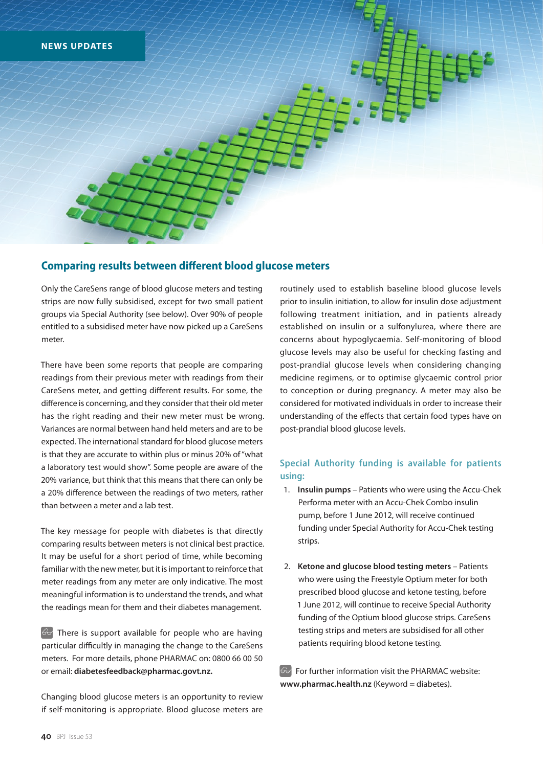NEWS UPDATES

## Comparing results between different blood glucose meters

Only the CareSens range of blood glucose meters and testing strips are now fully subsidised, except for two small patient groups via Special Authority (see below). Over 90% of people entitled to a subsidised meter have now picked up a CareSens meter.

There have been some reports that people are comparing readings from their previous meter with readings from their CareSens meter, and getting different results. For some, the difference is concerning, and they consider that their old meter has the right reading and their new meter must be wrong. Variances are normal between hand held meters and are to be expected. The international standard for blood glucose meters is that they are accurate to within plus or minus 20% of "what a laboratory test would show". Some people are aware of the 20% variance, but think that this means that there can only be a 20% difference between the readings of two meters, rather than between a meter and a lab test.

The key message for people with diabetes is that directly comparing results between meters is not clinical best practice. It may be useful for a short period of time, while becoming familiar with the new meter, but it is important to reinforce that meter readings from any meter are only indicative. The most meaningful information is to understand the trends, and what the readings mean for them and their diabetes management.

There is support available for people who are having particular difficultly in managing the change to the CareSens meters. For more details, phone PHARMAC on: 0800 66 00 50 or email: **diabetesfeedback@pharmac.govt.nz.**

Changing blood glucose meters is an opportunity to review if self-monitoring is appropriate. Blood glucose meters are routinely used to establish baseline blood glucose levels prior to insulin initiation, to allow for insulin dose adjustment following treatment initiation, and in patients already established on insulin or a sulfonylurea, where there are concerns about hypoglycaemia. Self-monitoring of blood glucose levels may also be useful for checking fasting and post-prandial glucose levels when considering changing medicine regimens, or to optimise glycaemic control prior to conception or during pregnancy. A meter may also be considered for motivated individuals in order to increase their understanding of the effects that certain food types have on post-prandial blood glucose levels.

### Special Authority funding is available for patients using:

1. **Insulin pumps** – Patients who were using the Accu-Chek Performa meter with an Accu-Chek Combo insulin pump, before 1 June 2012, will receive continued funding under Special Authority for Accu-Chek testing strips.

2. **Ketone and glucose blood testing meters** – Patients who were using the Freestyle Optium meter for both prescribed blood glucose and ketone testing, before 1 June 2012, will continue to receive Special Authority funding of the Optium blood glucose strips. CareSens testing strips and meters are subsidised for all other patients requiring blood ketone testing.

For further information visit the PHARMAC website: **www.pharmac.health.nz** (Keyword = diabetes).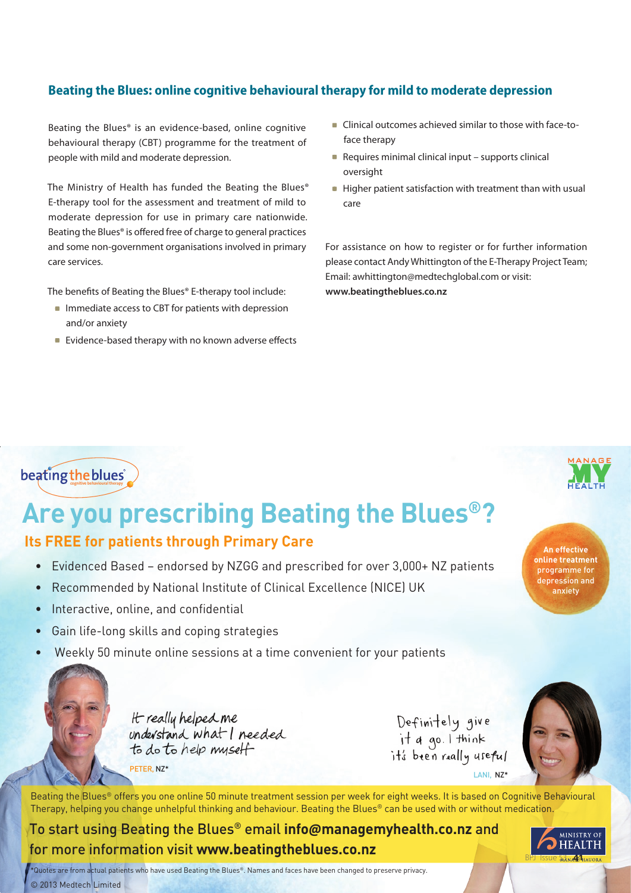## Beating the Blues: online cognitive behavioural therapy for mild to moderate depression

Beating the Blues® is an evidence-based, online cognitive behavioural therapy (CBT) programme for the treatment of people with mild and moderate depression.

The Ministry of Health has funded the Beating the Blues® E-therapy tool for the assessment and treatment of mild to moderate depression for use in primary care nationwide. Beating the Blues® is offered free of charge to general practices and some non-government organisations involved in primary care services.

The benefits of Beating the Blues® E-therapy tool include:

- Immediate access to CBT for patients with depression and/or anxiety
- Evidence-based therapy with no known adverse effects
- Clinical outcomes achieved similar to those with face-to-face therapy
- Requires minimal clinical input – supports clinical oversight
- Higher patient satisfaction with treatment than with usual care

For assistance on how to register or for further information please contact Andy Whittington of the E-Therapy Project Team; Email: awhittington@medtechglobal.com or visit: **www.beatingtheblues.co.nz**

beating the blues® cognitive behavioural therapy

MANAGE MY HEALTH

# Are you prescribing Beating the Blues®?

### Its FREE for patients through Primary Care

- Evidenced Based – endorsed by NZGG and prescribed for over 3,000+ NZ patients
- Recommended by National Institute of Clinical Excellence (NICE) UK
- Interactive, online, and confidential
- Gain life-long skills and coping strategies
- Weekly 50 minute online sessions at a time convenient for your patients

An effective online treatment programme for depression and anxiety

It really helped me understand what I needed to do to help myself

PETER, NZ*

Definitely give it a go. I think it's been really useful

LANI, NZ*

Beating the Blues® offers you one online 50 minute treatment session per week for eight weeks. It is based on Cognitive Behavioural Therapy, helping you change unhelpful thinking and behaviour. Beating the Blues® can be used with or without medication.

To start using Beating the Blues® email **info@managemyhealth.co.nz** and for more information visit **www.beatingtheblues.co.nz**

MINISTRY OF HEALTH MANATŪ HAUORA

*Quotes are from actual patients who have used Beating the Blues®. Names and faces have been changed to preserve privacy.

© 2013 Medtech Limited